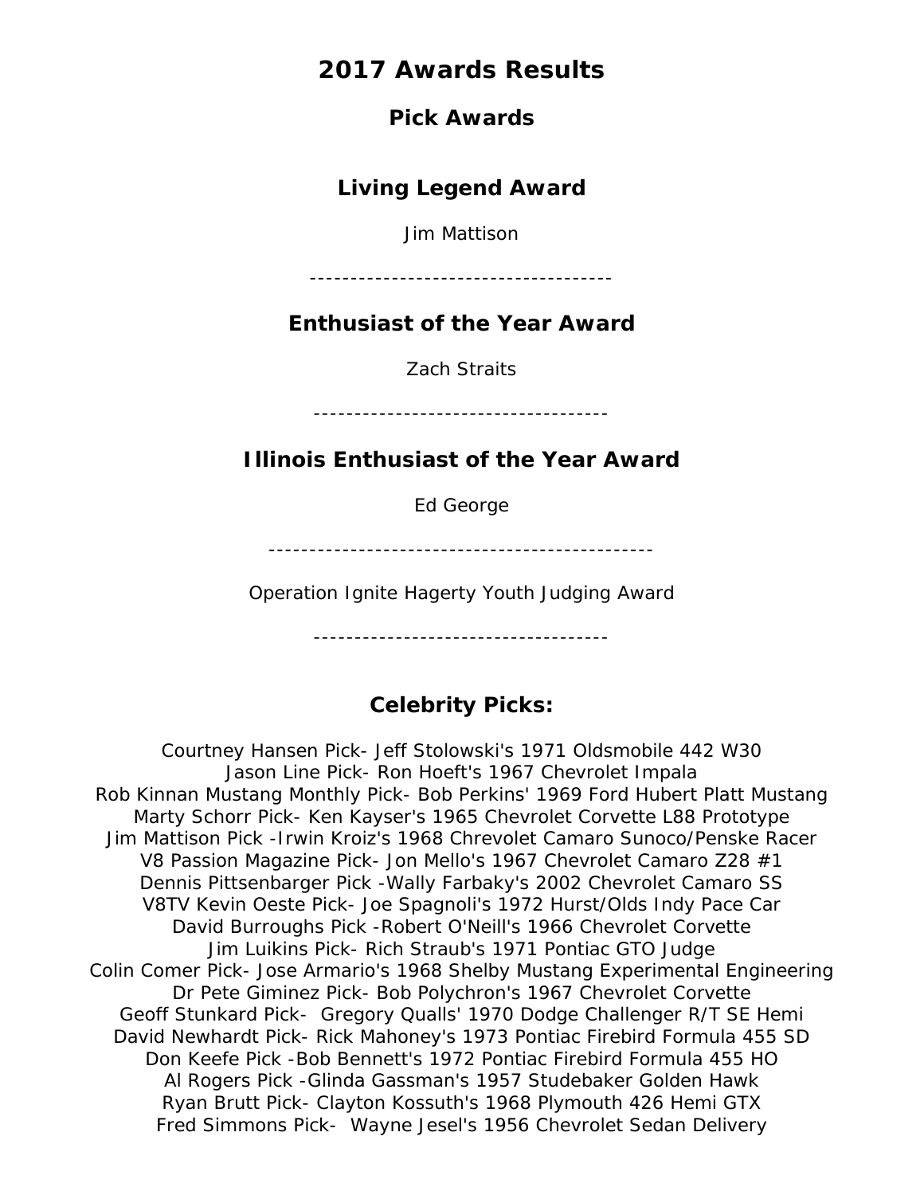# 2017 Awards Results

## Pick Awards

### Living Legend Award

Jim Mattison

-------------------------------------

### Enthusiast of the Year Award

Zach Straits

------------------------------------

### Illinois Enthusiast of the Year Award

Ed George

----------------------------------------------

Operation Ignite Hagerty Youth Judging Award

------------------------------------

### Celebrity Picks:

Courtney Hansen Pick- Jeff Stolowski's 1971 Oldsmobile 442 W30
Jason Line Pick- Ron Hoeft's 1967 Chevrolet Impala
Rob Kinnan Mustang Monthly Pick- Bob Perkins' 1969 Ford Hubert Platt Mustang
Marty Schorr Pick- Ken Kayser's 1965 Chevrolet Corvette L88 Prototype
Jim Mattison Pick -Irwin Kroiz's 1968 Chrevolet Camaro Sunoco/Penske Racer
V8 Passion Magazine Pick- Jon Mello's 1967 Chevrolet Camaro Z28 #1
Dennis Pittsenbarger Pick -Wally Farbaky's 2002 Chevrolet Camaro SS
V8TV Kevin Oeste Pick- Joe Spagnoli's 1972 Hurst/Olds Indy Pace Car
David Burroughs Pick -Robert O'Neill's 1966 Chevrolet Corvette
Jim Luikins Pick- Rich Straub's 1971 Pontiac GTO Judge
Colin Comer Pick- Jose Armario's 1968 Shelby Mustang Experimental Engineering
Dr Pete Giminez Pick- Bob Polychron's 1967 Chevrolet Corvette
Geoff Stunkard Pick- Gregory Qualls' 1970 Dodge Challenger R/T SE Hemi
David Newhardt Pick- Rick Mahoney's 1973 Pontiac Firebird Formula 455 SD
Don Keefe Pick -Bob Bennett's 1972 Pontiac Firebird Formula 455 HO
Al Rogers Pick -Glinda Gassman's 1957 Studebaker Golden Hawk
Ryan Brutt Pick- Clayton Kossuth's 1968 Plymouth 426 Hemi GTX
Fred Simmons Pick- Wayne Jesel's 1956 Chevrolet Sedan Delivery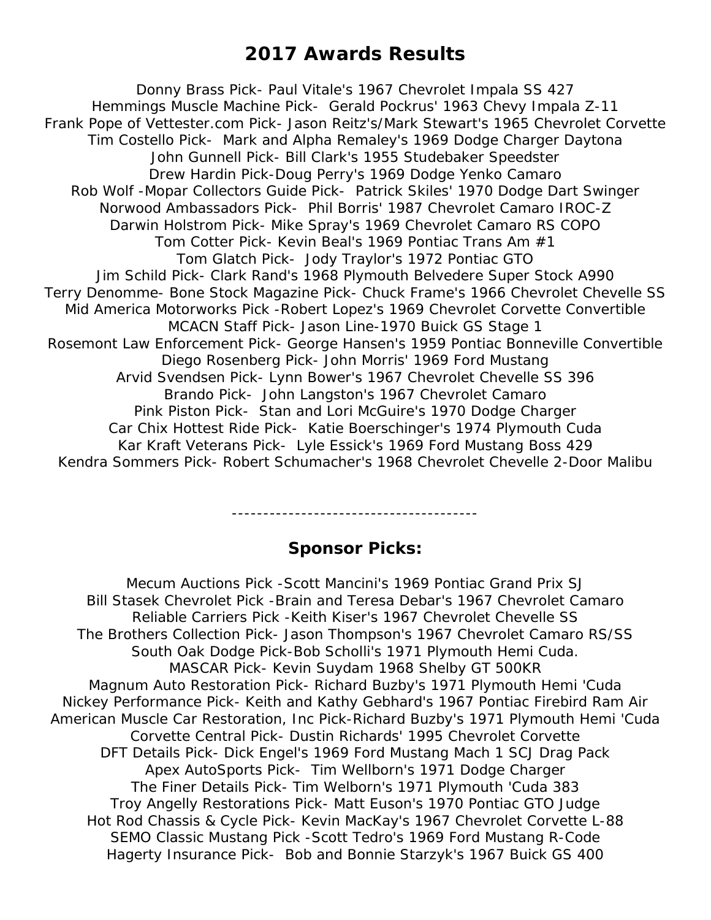## 2017 Awards Results

Donny Brass Pick- Paul Vitale's 1967 Chevrolet Impala SS 427
Hemmings Muscle Machine Pick- Gerald Pockrus' 1963 Chevy Impala Z-11
Frank Pope of Vettester.com Pick- Jason Reitz's/Mark Stewart's 1965 Chevrolet Corvette
Tim Costello Pick- Mark and Alpha Remaley's 1969 Dodge Charger Daytona
John Gunnell Pick- Bill Clark's 1955 Studebaker Speedster
Drew Hardin Pick-Doug Perry's 1969 Dodge Yenko Camaro
Rob Wolf -Mopar Collectors Guide Pick- Patrick Skiles' 1970 Dodge Dart Swinger
Norwood Ambassadors Pick- Phil Borris' 1987 Chevrolet Camaro IROC-Z
Darwin Holstrom Pick- Mike Spray's 1969 Chevrolet Camaro RS COPO
Tom Cotter Pick- Kevin Beal's 1969 Pontiac Trans Am #1
Tom Glatch Pick- Jody Traylor's 1972 Pontiac GTO
Jim Schild Pick- Clark Rand's 1968 Plymouth Belvedere Super Stock A990
Terry Denomme- Bone Stock Magazine Pick- Chuck Frame's 1966 Chevrolet Chevelle SS
Mid America Motorworks Pick -Robert Lopez's 1969 Chevrolet Corvette Convertible
MCACN Staff Pick- Jason Line-1970 Buick GS Stage 1
Rosemont Law Enforcement Pick- George Hansen's 1959 Pontiac Bonneville Convertible
Diego Rosenberg Pick- John Morris' 1969 Ford Mustang
Arvid Svendsen Pick- Lynn Bower's 1967 Chevrolet Chevelle SS 396
Brando Pick- John Langston's 1967 Chevrolet Camaro
Pink Piston Pick- Stan and Lori McGuire's 1970 Dodge Charger
Car Chix Hottest Ride Pick- Katie Boerschinger's 1974 Plymouth Cuda
Kar Kraft Veterans Pick- Lyle Essick's 1969 Ford Mustang Boss 429
Kendra Sommers Pick- Robert Schumacher's 1968 Chevrolet Chevelle 2-Door Malibu

---

## Sponsor Picks:

Mecum Auctions Pick -Scott Mancini's 1969 Pontiac Grand Prix SJ
Bill Stasek Chevrolet Pick -Brain and Teresa Debar's 1967 Chevrolet Camaro
Reliable Carriers Pick -Keith Kiser's 1967 Chevrolet Chevelle SS
The Brothers Collection Pick- Jason Thompson's 1967 Chevrolet Camaro RS/SS
South Oak Dodge Pick-Bob Scholli's 1971 Plymouth Hemi Cuda.
MASCAR Pick- Kevin Suydam 1968 Shelby GT 500KR
Magnum Auto Restoration Pick- Richard Buzby's 1971 Plymouth Hemi 'Cuda
Nickey Performance Pick- Keith and Kathy Gebhard's 1967 Pontiac Firebird Ram Air
American Muscle Car Restoration, Inc Pick-Richard Buzby's 1971 Plymouth Hemi 'Cuda
Corvette Central Pick- Dustin Richards' 1995 Chevrolet Corvette
DFT Details Pick- Dick Engel's 1969 Ford Mustang Mach 1 SCJ Drag Pack
Apex AutoSports Pick- Tim Wellborn's 1971 Dodge Charger
The Finer Details Pick- Tim Welborn's 1971 Plymouth 'Cuda 383
Troy Angelly Restorations Pick- Matt Euson's 1970 Pontiac GTO Judge
Hot Rod Chassis & Cycle Pick- Kevin MacKay's 1967 Chevrolet Corvette L-88
SEMO Classic Mustang Pick -Scott Tedro's 1969 Ford Mustang R-Code
Hagerty Insurance Pick- Bob and Bonnie Starzyk's 1967 Buick GS 400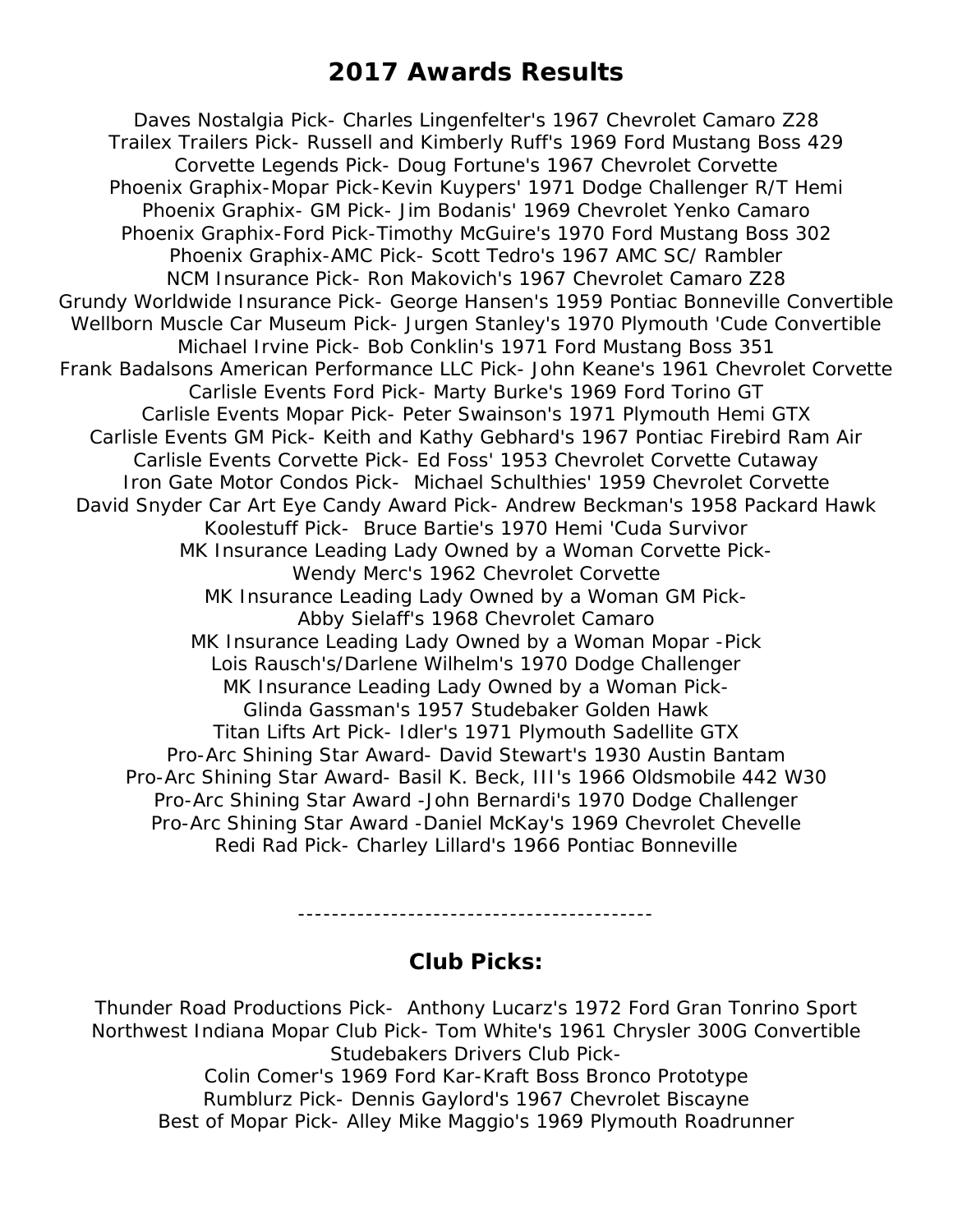# 2017 Awards Results

Daves Nostalgia Pick- Charles Lingenfelter's 1967 Chevrolet Camaro Z28
Trailex Trailers Pick- Russell and Kimberly Ruff's 1969 Ford Mustang Boss 429
Corvette Legends Pick- Doug Fortune's 1967 Chevrolet Corvette
Phoenix Graphix-Mopar Pick-Kevin Kuypers' 1971 Dodge Challenger R/T Hemi
Phoenix Graphix- GM Pick- Jim Bodanis' 1969 Chevrolet Yenko Camaro
Phoenix Graphix-Ford Pick-Timothy McGuire's 1970 Ford Mustang Boss 302
Phoenix Graphix-AMC Pick- Scott Tedro's 1967 AMC SC/ Rambler
NCM Insurance Pick- Ron Makovich's 1967 Chevrolet Camaro Z28
Grundy Worldwide Insurance Pick- George Hansen's 1959 Pontiac Bonneville Convertible
Wellborn Muscle Car Museum Pick- Jurgen Stanley's 1970 Plymouth 'Cude Convertible
Michael Irvine Pick- Bob Conklin's 1971 Ford Mustang Boss 351
Frank Badalsons American Performance LLC Pick- John Keane's 1961 Chevrolet Corvette
Carlisle Events Ford Pick- Marty Burke's 1969 Ford Torino GT
Carlisle Events Mopar Pick- Peter Swainson's 1971 Plymouth Hemi GTX
Carlisle Events GM Pick- Keith and Kathy Gebhard's 1967 Pontiac Firebird Ram Air
Carlisle Events Corvette Pick- Ed Foss' 1953 Chevrolet Corvette Cutaway
Iron Gate Motor Condos Pick- Michael Schulthies' 1959 Chevrolet Corvette
David Snyder Car Art Eye Candy Award Pick- Andrew Beckman's 1958 Packard Hawk
Koolestuff Pick- Bruce Bartie's 1970 Hemi 'Cuda Survivor
MK Insurance Leading Lady Owned by a Woman Corvette Pick-
Wendy Merc's 1962 Chevrolet Corvette
MK Insurance Leading Lady Owned by a Woman GM Pick-
Abby Sielaff's 1968 Chevrolet Camaro
MK Insurance Leading Lady Owned by a Woman Mopar -Pick
Lois Rausch's/Darlene Wilhelm's 1970 Dodge Challenger
MK Insurance Leading Lady Owned by a Woman Pick-
Glinda Gassman's 1957 Studebaker Golden Hawk
Titan Lifts Art Pick- Idler's 1971 Plymouth Sadellite GTX
Pro-Arc Shining Star Award- David Stewart's 1930 Austin Bantam
Pro-Arc Shining Star Award- Basil K. Beck, III's 1966 Oldsmobile 442 W30
Pro-Arc Shining Star Award -John Bernardi's 1970 Dodge Challenger
Pro-Arc Shining Star Award -Daniel McKay's 1969 Chevrolet Chevelle
Redi Rad Pick- Charley Lillard's 1966 Pontiac Bonneville

------------------------------------------

## Club Picks:

Thunder Road Productions Pick- Anthony Lucarz's 1972 Ford Gran Tonrino Sport
Northwest Indiana Mopar Club Pick- Tom White's 1961 Chrysler 300G Convertible
Studebakers Drivers Club Pick-
Colin Comer's 1969 Ford Kar-Kraft Boss Bronco Prototype
Rumblurz Pick- Dennis Gaylord's 1967 Chevrolet Biscayne
Best of Mopar Pick- Alley Mike Maggio's 1969 Plymouth Roadrunner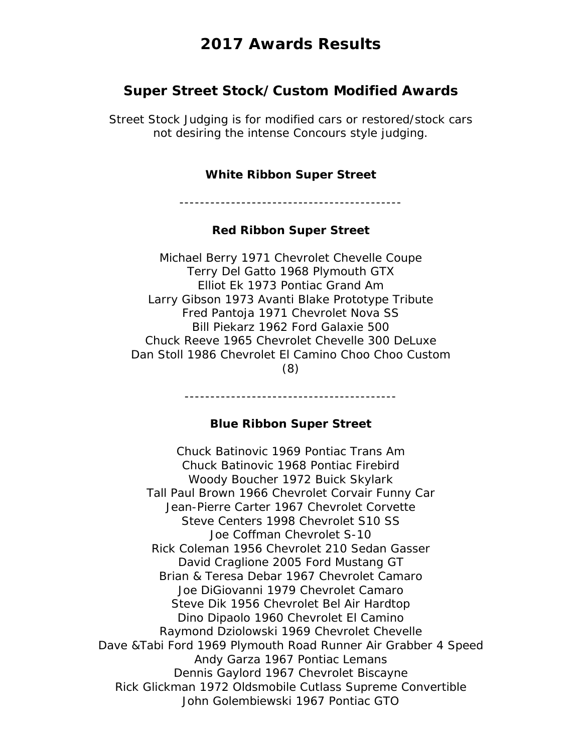# 2017 Awards Results

## Super Street Stock/Custom Modified Awards

Street Stock Judging is for modified cars or restored/stock cars not desiring the intense Concours style judging.

### White Ribbon Super Street

-------------------------------------------

### Red Ribbon Super Street

Michael Berry 1971 Chevrolet Chevelle Coupe
Terry Del Gatto 1968 Plymouth GTX
Elliot Ek 1973 Pontiac Grand Am
Larry Gibson 1973 Avanti Blake Prototype Tribute
Fred Pantoja 1971 Chevrolet Nova SS
Bill Piekarz 1962 Ford Galaxie 500
Chuck Reeve 1965 Chevrolet Chevelle 300 DeLuxe
Dan Stoll 1986 Chevrolet El Camino Choo Choo Custom
(8)

-----------------------------------------

### Blue Ribbon Super Street

Chuck Batinovic 1969 Pontiac Trans Am
Chuck Batinovic 1968 Pontiac Firebird
Woody Boucher 1972 Buick Skylark
Tall Paul Brown 1966 Chevrolet Corvair Funny Car
Jean-Pierre Carter 1967 Chevrolet Corvette
Steve Centers 1998 Chevrolet S10 SS
Joe Coffman Chevrolet S-10
Rick Coleman 1956 Chevrolet 210 Sedan Gasser
David Craglione 2005 Ford Mustang GT
Brian & Teresa Debar 1967 Chevrolet Camaro
Joe DiGiovanni 1979 Chevrolet Camaro
Steve Dik 1956 Chevrolet Bel Air Hardtop
Dino Dipaolo 1960 Chevrolet El Camino
Raymond Dziolowski 1969 Chevrolet Chevelle
Dave &Tabi Ford 1969 Plymouth Road Runner Air Grabber 4 Speed
Andy Garza 1967 Pontiac Lemans
Dennis Gaylord 1967 Chevrolet Biscayne
Rick Glickman 1972 Oldsmobile Cutlass Supreme Convertible
John Golembiewski 1967 Pontiac GTO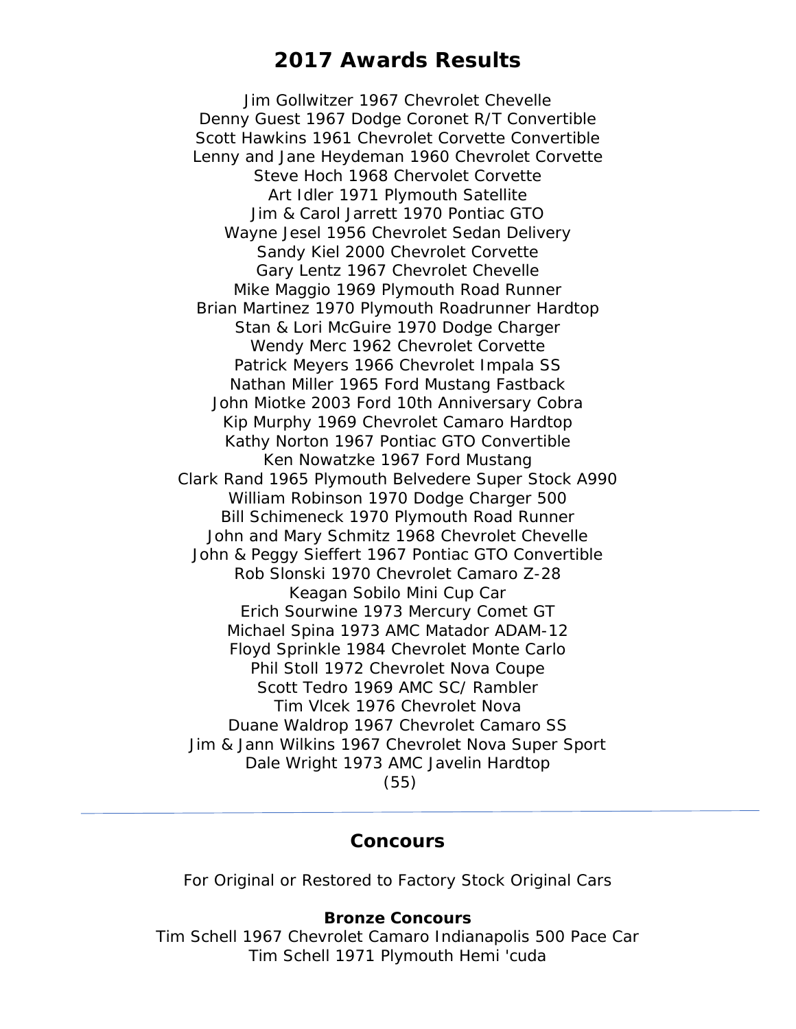## 2017 Awards Results

Jim Gollwitzer 1967 Chevrolet Chevelle
Denny Guest 1967 Dodge Coronet R/T Convertible
Scott Hawkins 1961 Chevrolet Corvette Convertible
Lenny and Jane Heydeman 1960 Chevrolet Corvette
Steve Hoch 1968 Chervolet Corvette
Art Idler 1971 Plymouth Satellite
Jim & Carol Jarrett 1970 Pontiac GTO
Wayne Jesel 1956 Chevrolet Sedan Delivery
Sandy Kiel 2000 Chevrolet Corvette
Gary Lentz 1967 Chevrolet Chevelle
Mike Maggio 1969 Plymouth Road Runner
Brian Martinez 1970 Plymouth Roadrunner Hardtop
Stan & Lori McGuire 1970 Dodge Charger
Wendy Merc 1962 Chevrolet Corvette
Patrick Meyers 1966 Chevrolet Impala SS
Nathan Miller 1965 Ford Mustang Fastback
John Miotke 2003 Ford 10th Anniversary Cobra
Kip Murphy 1969 Chevrolet Camaro Hardtop
Kathy Norton 1967 Pontiac GTO Convertible
Ken Nowatzke 1967 Ford Mustang
Clark Rand 1965 Plymouth Belvedere Super Stock A990
William Robinson 1970 Dodge Charger 500
Bill Schimeneck 1970 Plymouth Road Runner
John and Mary Schmitz 1968 Chevrolet Chevelle
John & Peggy Sieffert 1967 Pontiac GTO Convertible
Rob Slonski 1970 Chevrolet Camaro Z-28
Keagan Sobilo Mini Cup Car
Erich Sourwine 1973 Mercury Comet GT
Michael Spina 1973 AMC Matador ADAM-12
Floyd Sprinkle 1984 Chevrolet Monte Carlo
Phil Stoll 1972 Chevrolet Nova Coupe
Scott Tedro 1969 AMC SC/ Rambler
Tim Vlcek 1976 Chevrolet Nova
Duane Waldrop 1967 Chevrolet Camaro SS
Jim & Jann Wilkins 1967 Chevrolet Nova Super Sport
Dale Wright 1973 AMC Javelin Hardtop
(55)

---

## Concours

For Original or Restored to Factory Stock Original Cars

**Bronze Concours**
Tim Schell 1967 Chevrolet Camaro Indianapolis 500 Pace Car
Tim Schell 1971 Plymouth Hemi 'cuda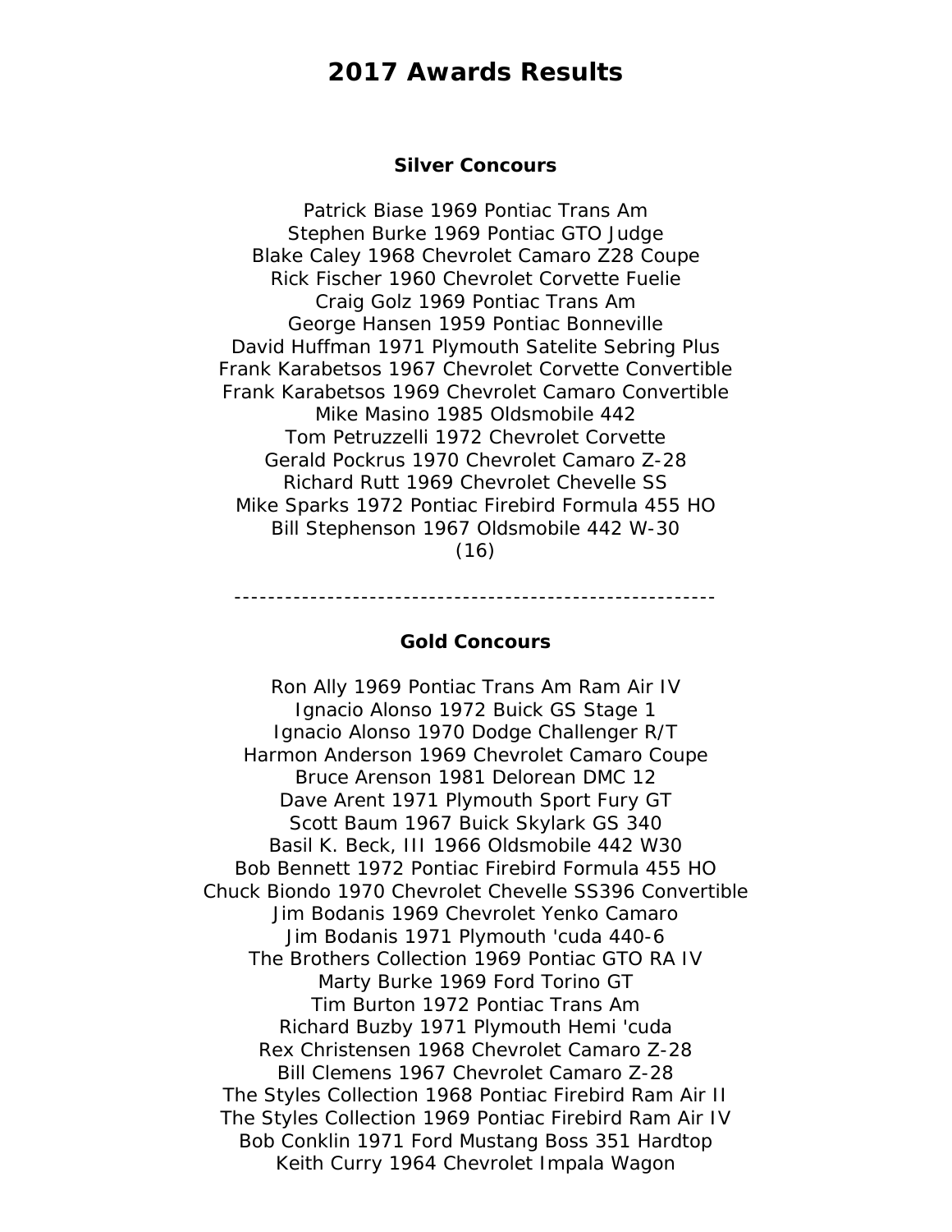# 2017 Awards Results

### Silver Concours

Patrick Biase 1969 Pontiac Trans Am
Stephen Burke 1969 Pontiac GTO Judge
Blake Caley 1968 Chevrolet Camaro Z28 Coupe
Rick Fischer 1960 Chevrolet Corvette Fuelie
Craig Golz 1969 Pontiac Trans Am
George Hansen 1959 Pontiac Bonneville
David Huffman 1971 Plymouth Satelite Sebring Plus
Frank Karabetsos 1967 Chevrolet Corvette Convertible
Frank Karabetsos 1969 Chevrolet Camaro Convertible
Mike Masino 1985 Oldsmobile 442
Tom Petruzzelli 1972 Chevrolet Corvette
Gerald Pockrus 1970 Chevrolet Camaro Z-28
Richard Rutt 1969 Chevrolet Chevelle SS
Mike Sparks 1972 Pontiac Firebird Formula 455 HO
Bill Stephenson 1967 Oldsmobile 442 W-30
(16)

---------------------------------------------------------

### Gold Concours

Ron Ally 1969 Pontiac Trans Am Ram Air IV
Ignacio Alonso 1972 Buick GS Stage 1
Ignacio Alonso 1970 Dodge Challenger R/T
Harmon Anderson 1969 Chevrolet Camaro Coupe
Bruce Arenson 1981 Delorean DMC 12
Dave Arent 1971 Plymouth Sport Fury GT
Scott Baum 1967 Buick Skylark GS 340
Basil K. Beck, III 1966 Oldsmobile 442 W30
Bob Bennett 1972 Pontiac Firebird Formula 455 HO
Chuck Biondo 1970 Chevrolet Chevelle SS396 Convertible
Jim Bodanis 1969 Chevrolet Yenko Camaro
Jim Bodanis 1971 Plymouth 'cuda 440-6
The Brothers Collection 1969 Pontiac GTO RA IV
Marty Burke 1969 Ford Torino GT
Tim Burton 1972 Pontiac Trans Am
Richard Buzby 1971 Plymouth Hemi 'cuda
Rex Christensen 1968 Chevrolet Camaro Z-28
Bill Clemens 1967 Chevrolet Camaro Z-28
The Styles Collection 1968 Pontiac Firebird Ram Air II
The Styles Collection 1969 Pontiac Firebird Ram Air IV
Bob Conklin 1971 Ford Mustang Boss 351 Hardtop
Keith Curry 1964 Chevrolet Impala Wagon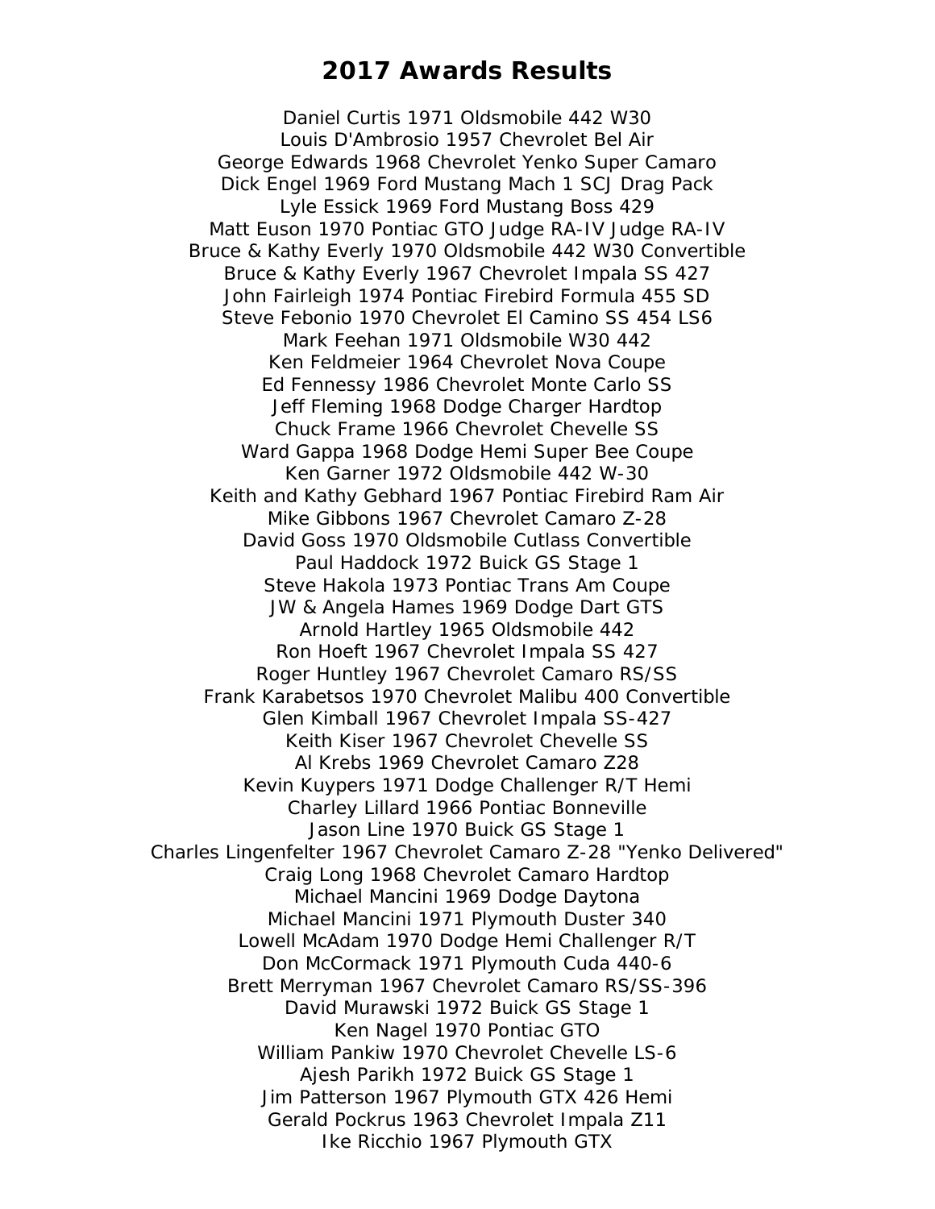# 2017 Awards Results

Daniel Curtis 1971 Oldsmobile 442 W30
Louis D'Ambrosio 1957 Chevrolet Bel Air
George Edwards 1968 Chevrolet Yenko Super Camaro
Dick Engel 1969 Ford Mustang Mach 1 SCJ Drag Pack
Lyle Essick 1969 Ford Mustang Boss 429
Matt Euson 1970 Pontiac GTO Judge RA-IV Judge RA-IV
Bruce & Kathy Everly 1970 Oldsmobile 442 W30 Convertible
Bruce & Kathy Everly 1967 Chevrolet Impala SS 427
John Fairleigh 1974 Pontiac Firebird Formula 455 SD
Steve Febonio 1970 Chevrolet El Camino SS 454 LS6
Mark Feehan 1971 Oldsmobile W30 442
Ken Feldmeier 1964 Chevrolet Nova Coupe
Ed Fennessy 1986 Chevrolet Monte Carlo SS
Jeff Fleming 1968 Dodge Charger Hardtop
Chuck Frame 1966 Chevrolet Chevelle SS
Ward Gappa 1968 Dodge Hemi Super Bee Coupe
Ken Garner 1972 Oldsmobile 442 W-30
Keith and Kathy Gebhard 1967 Pontiac Firebird Ram Air
Mike Gibbons 1967 Chevrolet Camaro Z-28
David Goss 1970 Oldsmobile Cutlass Convertible
Paul Haddock 1972 Buick GS Stage 1
Steve Hakola 1973 Pontiac Trans Am Coupe
JW & Angela Hames 1969 Dodge Dart GTS
Arnold Hartley 1965 Oldsmobile 442
Ron Hoeft 1967 Chevrolet Impala SS 427
Roger Huntley 1967 Chevrolet Camaro RS/SS
Frank Karabetsos 1970 Chevrolet Malibu 400 Convertible
Glen Kimball 1967 Chevrolet Impala SS-427
Keith Kiser 1967 Chevrolet Chevelle SS
Al Krebs 1969 Chevrolet Camaro Z28
Kevin Kuypers 1971 Dodge Challenger R/T Hemi
Charley Lillard 1966 Pontiac Bonneville
Jason Line 1970 Buick GS Stage 1
Charles Lingenfelter 1967 Chevrolet Camaro Z-28 "Yenko Delivered"
Craig Long 1968 Chevrolet Camaro Hardtop
Michael Mancini 1969 Dodge Daytona
Michael Mancini 1971 Plymouth Duster 340
Lowell McAdam 1970 Dodge Hemi Challenger R/T
Don McCormack 1971 Plymouth Cuda 440-6
Brett Merryman 1967 Chevrolet Camaro RS/SS-396
David Murawski 1972 Buick GS Stage 1
Ken Nagel 1970 Pontiac GTO
William Pankiw 1970 Chevrolet Chevelle LS-6
Ajesh Parikh 1972 Buick GS Stage 1
Jim Patterson 1967 Plymouth GTX 426 Hemi
Gerald Pockrus 1963 Chevrolet Impala Z11
Ike Ricchio 1967 Plymouth GTX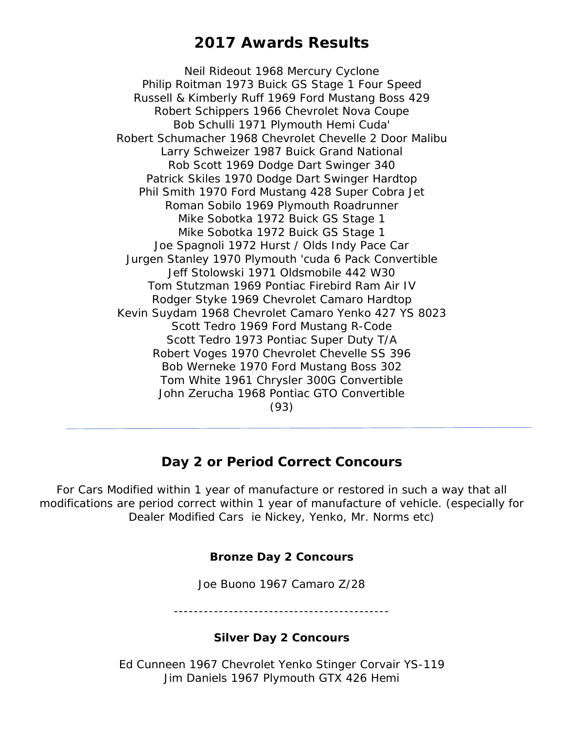# 2017 Awards Results

Neil Rideout 1968 Mercury Cyclone
Philip Roitman 1973 Buick GS Stage 1 Four Speed
Russell & Kimberly Ruff 1969 Ford Mustang Boss 429
Robert Schippers 1966 Chevrolet Nova Coupe
Bob Schulli 1971 Plymouth Hemi Cuda'
Robert Schumacher 1968 Chevrolet Chevelle 2 Door Malibu
Larry Schweizer 1987 Buick Grand National
Rob Scott 1969 Dodge Dart Swinger 340
Patrick Skiles 1970 Dodge Dart Swinger Hardtop
Phil Smith 1970 Ford Mustang 428 Super Cobra Jet
Roman Sobilo 1969 Plymouth Roadrunner
Mike Sobotka 1972 Buick GS Stage 1
Mike Sobotka 1972 Buick GS Stage 1
Joe Spagnoli 1972 Hurst / Olds Indy Pace Car
Jurgen Stanley 1970 Plymouth 'cuda 6 Pack Convertible
Jeff Stolowski 1971 Oldsmobile 442 W30
Tom Stutzman 1969 Pontiac Firebird Ram Air IV
Rodger Styke 1969 Chevrolet Camaro Hardtop
Kevin Suydam 1968 Chevrolet Camaro Yenko 427 YS 8023
Scott Tedro 1969 Ford Mustang R-Code
Scott Tedro 1973 Pontiac Super Duty T/A
Robert Voges 1970 Chevrolet Chevelle SS 396
Bob Werneke 1970 Ford Mustang Boss 302
Tom White 1961 Chrysler 300G Convertible
John Zerucha 1968 Pontiac GTO Convertible
(93)

---

## Day 2 or Period Correct Concours

For Cars Modified within 1 year of manufacture or restored in such a way that all modifications are period correct within 1 year of manufacture of vehicle. (especially for Dealer Modified Cars ie Nickey, Yenko, Mr. Norms etc)

### Bronze Day 2 Concours

Joe Buono 1967 Camaro Z/28

-------------------------------------------

### Silver Day 2 Concours

Ed Cunneen 1967 Chevrolet Yenko Stinger Corvair YS-119
Jim Daniels 1967 Plymouth GTX 426 Hemi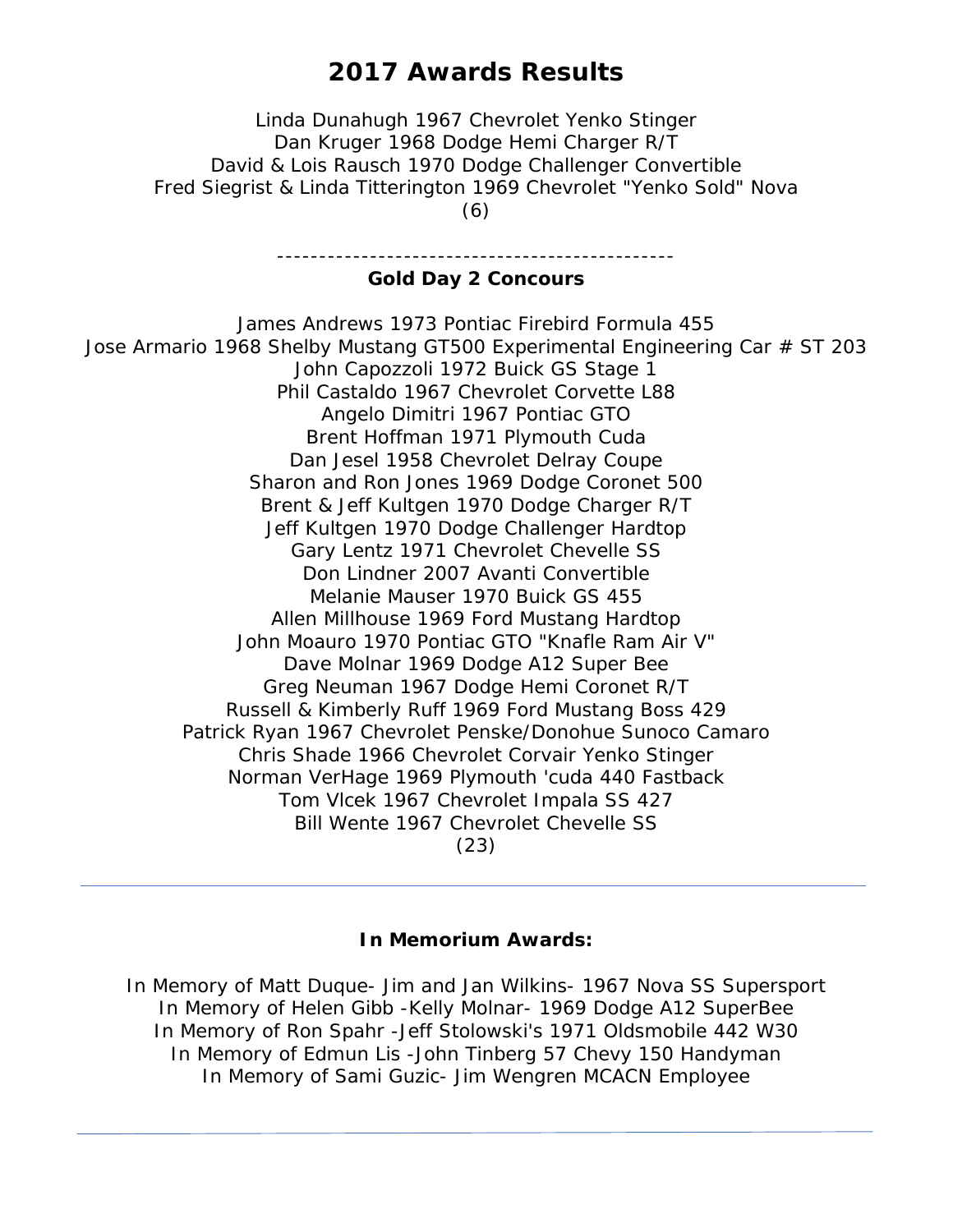# 2017 Awards Results

Linda Dunahugh 1967 Chevrolet Yenko Stinger
Dan Kruger 1968 Dodge Hemi Charger R/T
David & Lois Rausch 1970 Dodge Challenger Convertible
Fred Siegrist & Linda Titterington 1969 Chevrolet "Yenko Sold" Nova
(6)

-----------------------------------------------

**Gold Day 2 Concours**

James Andrews 1973 Pontiac Firebird Formula 455
Jose Armario 1968 Shelby Mustang GT500 Experimental Engineering Car # ST 203
John Capozzoli 1972 Buick GS Stage 1
Phil Castaldo 1967 Chevrolet Corvette L88
Angelo Dimitri 1967 Pontiac GTO
Brent Hoffman 1971 Plymouth Cuda
Dan Jesel 1958 Chevrolet Delray Coupe
Sharon and Ron Jones 1969 Dodge Coronet 500
Brent & Jeff Kultgen 1970 Dodge Charger R/T
Jeff Kultgen 1970 Dodge Challenger Hardtop
Gary Lentz 1971 Chevrolet Chevelle SS
Don Lindner 2007 Avanti Convertible
Melanie Mauser 1970 Buick GS 455
Allen Millhouse 1969 Ford Mustang Hardtop
John Moauro 1970 Pontiac GTO "Knafle Ram Air V"
Dave Molnar 1969 Dodge A12 Super Bee
Greg Neuman 1967 Dodge Hemi Coronet R/T
Russell & Kimberly Ruff 1969 Ford Mustang Boss 429
Patrick Ryan 1967 Chevrolet Penske/Donohue Sunoco Camaro
Chris Shade 1966 Chevrolet Corvair Yenko Stinger
Norman VerHage 1969 Plymouth 'cuda 440 Fastback
Tom Vlcek 1967 Chevrolet Impala SS 427
Bill Wente 1967 Chevrolet Chevelle SS
(23)

---

**In Memorium Awards:**

In Memory of Matt Duque- Jim and Jan Wilkins- 1967 Nova SS Supersport
In Memory of Helen Gibb -Kelly Molnar- 1969 Dodge A12 SuperBee
In Memory of Ron Spahr -Jeff Stolowski's 1971 Oldsmobile 442 W30
In Memory of Edmun Lis -John Tinberg 57 Chevy 150 Handyman
In Memory of Sami Guzic- Jim Wengren MCACN Employee

---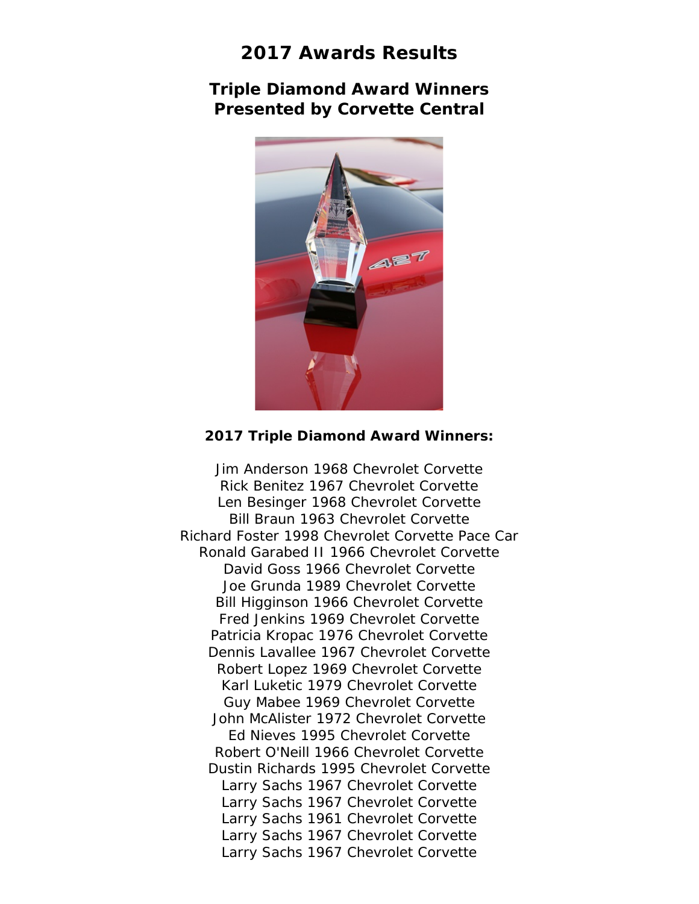# 2017 Awards Results

## Triple Diamond Award Winners
## Presented by Corvette Central

**2017 Triple Diamond Award Winners:**

Jim Anderson 1968 Chevrolet Corvette
Rick Benitez 1967 Chevrolet Corvette
Len Besinger 1968 Chevrolet Corvette
Bill Braun 1963 Chevrolet Corvette
Richard Foster 1998 Chevrolet Corvette Pace Car
Ronald Garabed II 1966 Chevrolet Corvette
David Goss 1966 Chevrolet Corvette
Joe Grunda 1989 Chevrolet Corvette
Bill Higginson 1966 Chevrolet Corvette
Fred Jenkins 1969 Chevrolet Corvette
Patricia Kropac 1976 Chevrolet Corvette
Dennis Lavallee 1967 Chevrolet Corvette
Robert Lopez 1969 Chevrolet Corvette
Karl Luketic 1979 Chevrolet Corvette
Guy Mabee 1969 Chevrolet Corvette
John McAlister 1972 Chevrolet Corvette
Ed Nieves 1995 Chevrolet Corvette
Robert O'Neill 1966 Chevrolet Corvette
Dustin Richards 1995 Chevrolet Corvette
Larry Sachs 1967 Chevrolet Corvette
Larry Sachs 1967 Chevrolet Corvette
Larry Sachs 1961 Chevrolet Corvette
Larry Sachs 1967 Chevrolet Corvette
Larry Sachs 1967 Chevrolet Corvette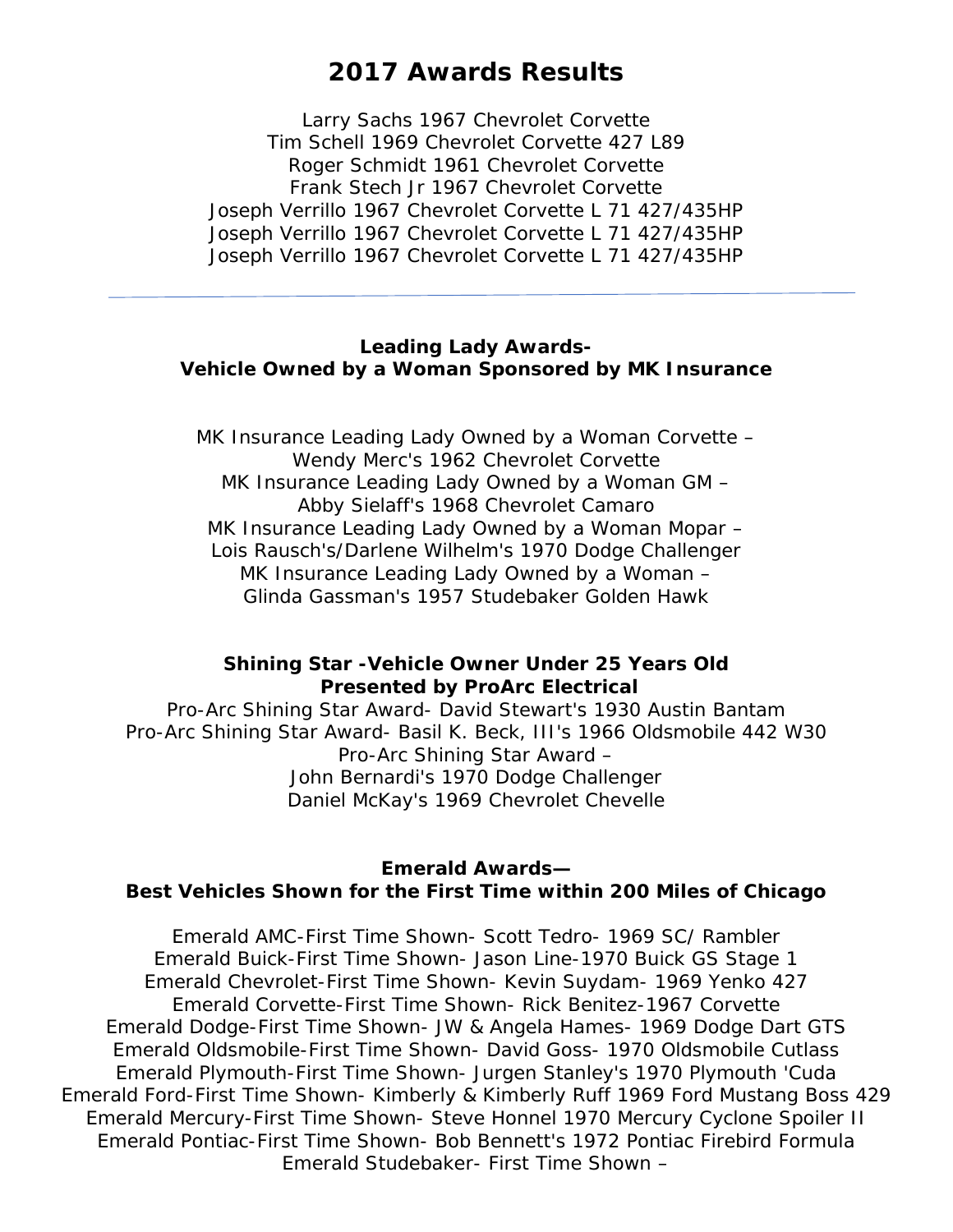# 2017 Awards Results

Larry Sachs 1967 Chevrolet Corvette
Tim Schell 1969 Chevrolet Corvette 427 L89
Roger Schmidt 1961 Chevrolet Corvette
Frank Stech Jr 1967 Chevrolet Corvette
Joseph Verrillo 1967 Chevrolet Corvette L 71 427/435HP
Joseph Verrillo 1967 Chevrolet Corvette L 71 427/435HP
Joseph Verrillo 1967 Chevrolet Corvette L 71 427/435HP

---

**Leading Lady Awards-**
**Vehicle Owned by a Woman Sponsored by MK Insurance**

MK Insurance Leading Lady Owned by a Woman Corvette –
Wendy Merc's 1962 Chevrolet Corvette
MK Insurance Leading Lady Owned by a Woman GM –
Abby Sielaff's 1968 Chevrolet Camaro
MK Insurance Leading Lady Owned by a Woman Mopar –
Lois Rausch's/Darlene Wilhelm's 1970 Dodge Challenger
MK Insurance Leading Lady Owned by a Woman –
Glinda Gassman's 1957 Studebaker Golden Hawk

**Shining Star -Vehicle Owner Under 25 Years Old**
**Presented by ProArc Electrical**

Pro-Arc Shining Star Award- David Stewart's 1930 Austin Bantam
Pro-Arc Shining Star Award- Basil K. Beck, III's 1966 Oldsmobile 442 W30
Pro-Arc Shining Star Award –
John Bernardi's 1970 Dodge Challenger
Daniel McKay's 1969 Chevrolet Chevelle

**Emerald Awards—**
**Best Vehicles Shown for the First Time within 200 Miles of Chicago**

Emerald AMC-First Time Shown- Scott Tedro- 1969 SC/ Rambler
Emerald Buick-First Time Shown- Jason Line-1970 Buick GS Stage 1
Emerald Chevrolet-First Time Shown- Kevin Suydam- 1969 Yenko 427
Emerald Corvette-First Time Shown- Rick Benitez-1967 Corvette
Emerald Dodge-First Time Shown- JW & Angela Hames- 1969 Dodge Dart GTS
Emerald Oldsmobile-First Time Shown- David Goss- 1970 Oldsmobile Cutlass
Emerald Plymouth-First Time Shown- Jurgen Stanley's 1970 Plymouth 'Cuda
Emerald Ford-First Time Shown- Kimberly & Kimberly Ruff 1969 Ford Mustang Boss 429
Emerald Mercury-First Time Shown- Steve Honnel 1970 Mercury Cyclone Spoiler II
Emerald Pontiac-First Time Shown- Bob Bennett's 1972 Pontiac Firebird Formula
Emerald Studebaker- First Time Shown –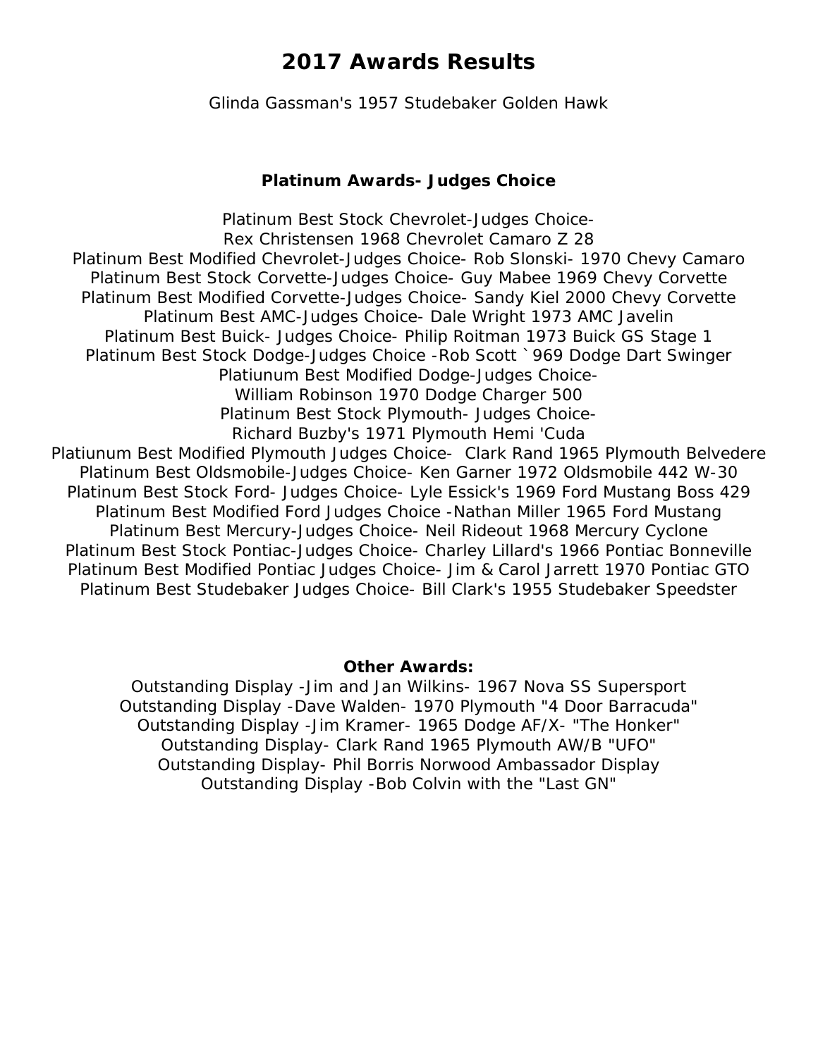# 2017 Awards Results

Glinda Gassman's 1957 Studebaker Golden Hawk

**Platinum Awards- Judges Choice**

Platinum Best Stock Chevrolet-Judges Choice-
Rex Christensen 1968 Chevrolet Camaro Z 28
Platinum Best Modified Chevrolet-Judges Choice- Rob Slonski- 1970 Chevy Camaro
Platinum Best Stock Corvette-Judges Choice- Guy Mabee 1969 Chevy Corvette
Platinum Best Modified Corvette-Judges Choice- Sandy Kiel 2000 Chevy Corvette
Platinum Best AMC-Judges Choice- Dale Wright 1973 AMC Javelin
Platinum Best Buick- Judges Choice- Philip Roitman 1973 Buick GS Stage 1
Platinum Best Stock Dodge-Judges Choice -Rob Scott `969 Dodge Dart Swinger
Platiunum Best Modified Dodge-Judges Choice-
William Robinson 1970 Dodge Charger 500
Platinum Best Stock Plymouth- Judges Choice-
Richard Buzby's 1971 Plymouth Hemi 'Cuda
Platiunum Best Modified Plymouth Judges Choice- Clark Rand 1965 Plymouth Belvedere
Platinum Best Oldsmobile-Judges Choice- Ken Garner 1972 Oldsmobile 442 W-30
Platinum Best Stock Ford- Judges Choice- Lyle Essick's 1969 Ford Mustang Boss 429
Platinum Best Modified Ford Judges Choice -Nathan Miller 1965 Ford Mustang
Platinum Best Mercury-Judges Choice- Neil Rideout 1968 Mercury Cyclone
Platinum Best Stock Pontiac-Judges Choice- Charley Lillard's 1966 Pontiac Bonneville
Platinum Best Modified Pontiac Judges Choice- Jim & Carol Jarrett 1970 Pontiac GTO
Platinum Best Studebaker Judges Choice- Bill Clark's 1955 Studebaker Speedster

**Other Awards:**

Outstanding Display -Jim and Jan Wilkins- 1967 Nova SS Supersport
Outstanding Display -Dave Walden- 1970 Plymouth "4 Door Barracuda"
Outstanding Display -Jim Kramer- 1965 Dodge AF/X- "The Honker"
Outstanding Display- Clark Rand 1965 Plymouth AW/B "UFO"
Outstanding Display- Phil Borris Norwood Ambassador Display
Outstanding Display -Bob Colvin with the "Last GN"